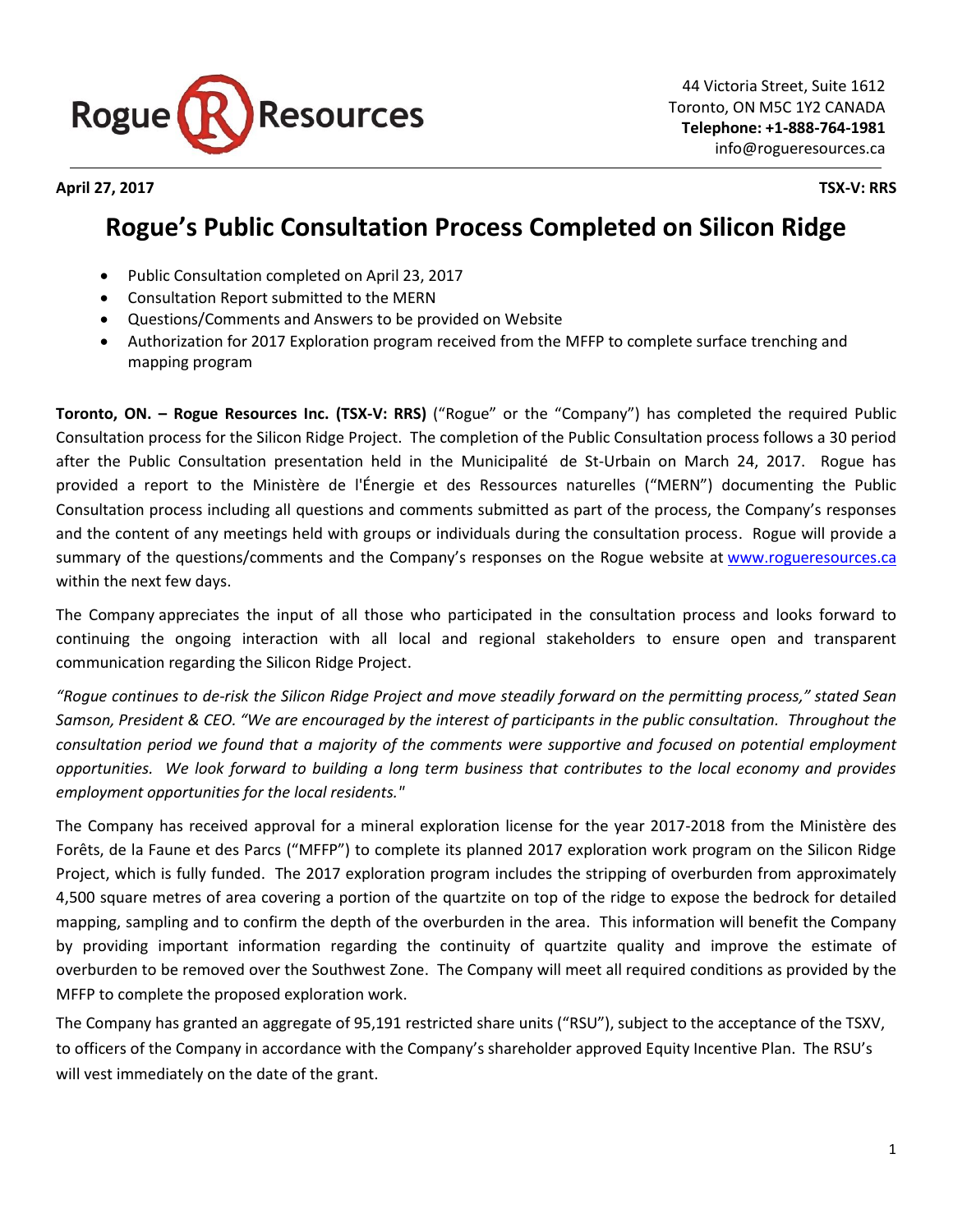Rogue Resources

44 Victoria Street, Suite 1612
Toronto, ON M5C 1Y2 CANADA
**Telephone: +1-888-764-1981**
info@rogueresources.ca

**April 27, 2017** **TSX-V: RRS**

# Rogue's Public Consultation Process Completed on Silicon Ridge

- Public Consultation completed on April 23, 2017
- Consultation Report submitted to the MERN
- Questions/Comments and Answers to be provided on Website
- Authorization for 2017 Exploration program received from the MFFP to complete surface trenching and mapping program

**Toronto, ON. – Rogue Resources Inc. (TSX-V: RRS)** ("Rogue" or the "Company") has completed the required Public Consultation process for the Silicon Ridge Project. The completion of the Public Consultation process follows a 30 period after the Public Consultation presentation held in the Municipalité de St-Urbain on March 24, 2017. Rogue has provided a report to the Ministère de l'Énergie et des Ressources naturelles ("MERN") documenting the Public Consultation process including all questions and comments submitted as part of the process, the Company's responses and the content of any meetings held with groups or individuals during the consultation process. Rogue will provide a summary of the questions/comments and the Company's responses on the Rogue website at www.rogueresources.ca within the next few days.

The Company appreciates the input of all those who participated in the consultation process and looks forward to continuing the ongoing interaction with all local and regional stakeholders to ensure open and transparent communication regarding the Silicon Ridge Project.

*"Rogue continues to de-risk the Silicon Ridge Project and move steadily forward on the permitting process," stated Sean Samson, President & CEO. "We are encouraged by the interest of participants in the public consultation. Throughout the consultation period we found that a majority of the comments were supportive and focused on potential employment opportunities. We look forward to building a long term business that contributes to the local economy and provides employment opportunities for the local residents."*

The Company has received approval for a mineral exploration license for the year 2017-2018 from the Ministère des Forêts, de la Faune et des Parcs ("MFFP") to complete its planned 2017 exploration work program on the Silicon Ridge Project, which is fully funded. The 2017 exploration program includes the stripping of overburden from approximately 4,500 square metres of area covering a portion of the quartzite on top of the ridge to expose the bedrock for detailed mapping, sampling and to confirm the depth of the overburden in the area. This information will benefit the Company by providing important information regarding the continuity of quartzite quality and improve the estimate of overburden to be removed over the Southwest Zone. The Company will meet all required conditions as provided by the MFFP to complete the proposed exploration work.

The Company has granted an aggregate of 95,191 restricted share units ("RSU"), subject to the acceptance of the TSXV, to officers of the Company in accordance with the Company's shareholder approved Equity Incentive Plan. The RSU's will vest immediately on the date of the grant.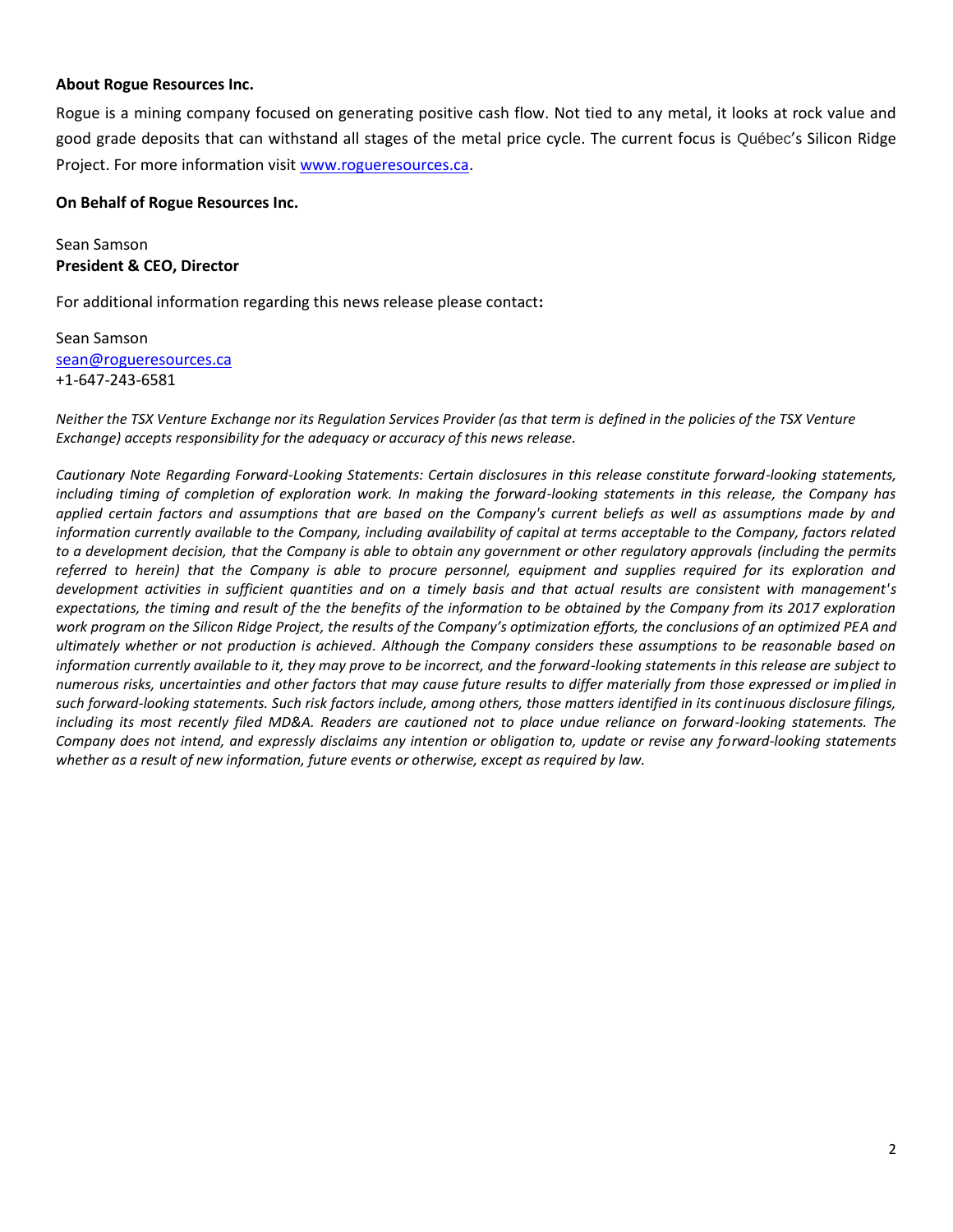**About Rogue Resources Inc.**

Rogue is a mining company focused on generating positive cash flow. Not tied to any metal, it looks at rock value and good grade deposits that can withstand all stages of the metal price cycle. The current focus is Québec's Silicon Ridge Project. For more information visit [www.rogueresources.ca](www.rogueresources.ca).

**On Behalf of Rogue Resources Inc.**

Sean Samson
**President & CEO, Director**

For additional information regarding this news release please contact**:**

Sean Samson
[sean@rogueresources.ca](mailto:sean@rogueresources.ca)
+1-647-243-6581

*Neither the TSX Venture Exchange nor its Regulation Services Provider (as that term is defined in the policies of the TSX Venture Exchange) accepts responsibility for the adequacy or accuracy of this news release.*

*Cautionary Note Regarding Forward-Looking Statements: Certain disclosures in this release constitute forward-looking statements, including timing of completion of exploration work. In making the forward-looking statements in this release, the Company has applied certain factors and assumptions that are based on the Company's current beliefs as well as assumptions made by and information currently available to the Company, including availability of capital at terms acceptable to the Company, factors related to a development decision, that the Company is able to obtain any government or other regulatory approvals (including the permits referred to herein) that the Company is able to procure personnel, equipment and supplies required for its exploration and development activities in sufficient quantities and on a timely basis and that actual results are consistent with management's expectations, the timing and result of the the benefits of the information to be obtained by the Company from its 2017 exploration work program on the Silicon Ridge Project, the results of the Company's optimization efforts, the conclusions of an optimized PEA and ultimately whether or not production is achieved. Although the Company considers these assumptions to be reasonable based on information currently available to it, they may prove to be incorrect, and the forward-looking statements in this release are subject to numerous risks, uncertainties and other factors that may cause future results to differ materially from those expressed or implied in such forward-looking statements. Such risk factors include, among others, those matters identified in its continuous disclosure filings, including its most recently filed MD&A. Readers are cautioned not to place undue reliance on forward-looking statements. The Company does not intend, and expressly disclaims any intention or obligation to, update or revise any forward-looking statements whether as a result of new information, future events or otherwise, except as required by law.*